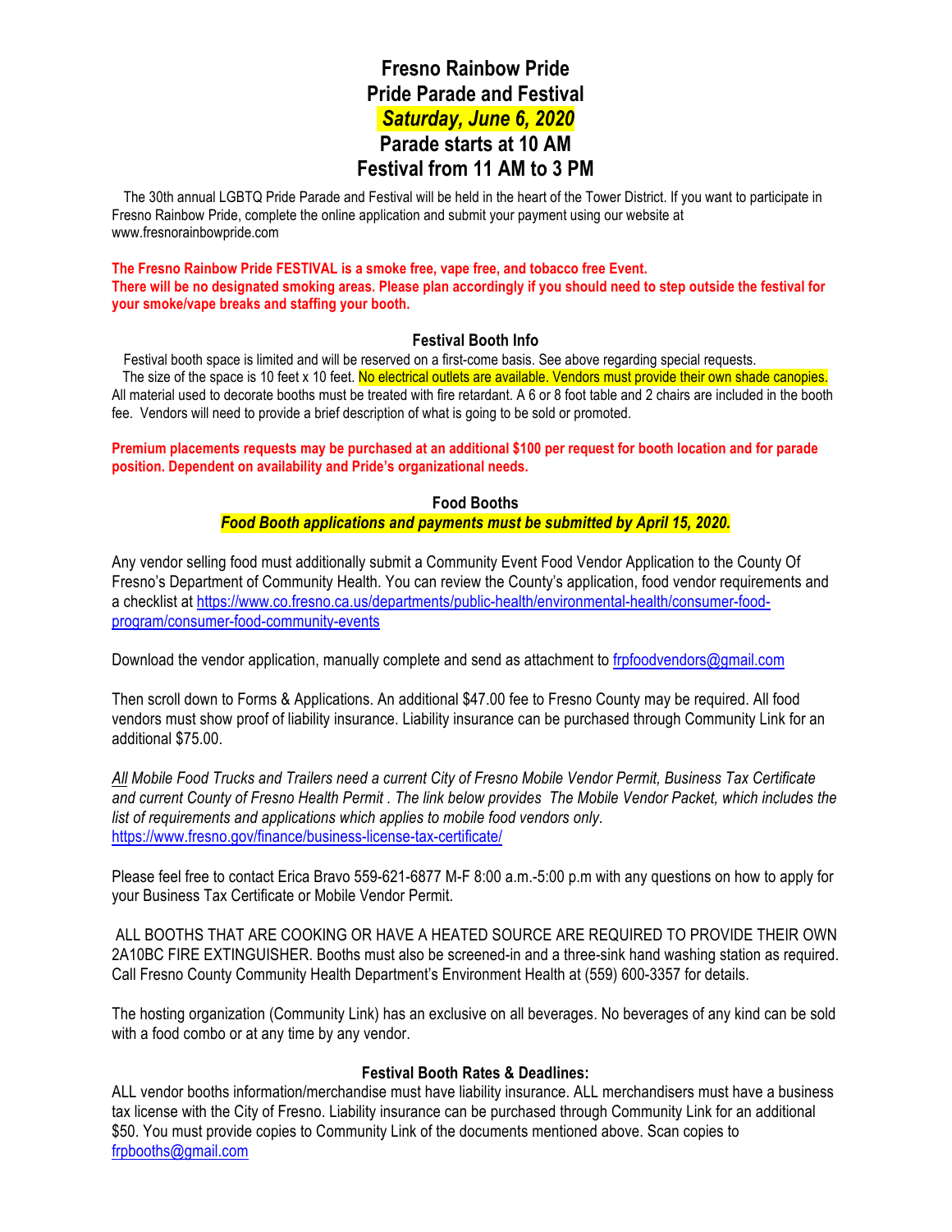# Fresno Rainbow Pride
# Pride Parade and Festival
# *Saturday, June 6, 2020*
# Parade starts at 10 AM
# Festival from 11 AM to 3 PM

The 30th annual LGBTQ Pride Parade and Festival will be held in the heart of the Tower District. If you want to participate in Fresno Rainbow Pride, complete the online application and submit your payment using our website at www.fresnorainbowpride.com

**The Fresno Rainbow Pride FESTIVAL is a smoke free, vape free, and tobacco free Event.**
**There will be no designated smoking areas. Please plan accordingly if you should need to step outside the festival for your smoke/vape breaks and staffing your booth.**

### Festival Booth Info

Festival booth space is limited and will be reserved on a first-come basis. See above regarding special requests. The size of the space is 10 feet x 10 feet. No electrical outlets are available. Vendors must provide their own shade canopies. All material used to decorate booths must be treated with fire retardant. A 6 or 8 foot table and 2 chairs are included in the booth fee. Vendors will need to provide a brief description of what is going to be sold or promoted.

**Premium placements requests may be purchased at an additional $100 per request for booth location and for parade position. Dependent on availability and Pride's organizational needs.**

### Food Booths

***Food Booth applications and payments must be submitted by April 15, 2020.***

Any vendor selling food must additionally submit a Community Event Food Vendor Application to the County Of Fresno's Department of Community Health. You can review the County's application, food vendor requirements and a checklist at https://www.co.fresno.ca.us/departments/public-health/environmental-health/consumer-food-program/consumer-food-community-events

Download the vendor application, manually complete and send as attachment to frpfoodvendors@gmail.com

Then scroll down to Forms & Applications. An additional $47.00 fee to Fresno County may be required. All food vendors must show proof of liability insurance. Liability insurance can be purchased through Community Link for an additional $75.00.

*All Mobile Food Trucks and Trailers need a current City of Fresno Mobile Vendor Permit, Business Tax Certificate and current County of Fresno Health Permit . The link below provides The Mobile Vendor Packet, which includes the list of requirements and applications which applies to mobile food vendors only.*
https://www.fresno.gov/finance/business-license-tax-certificate/

Please feel free to contact Erica Bravo 559-621-6877 M-F 8:00 a.m.-5:00 p.m with any questions on how to apply for your Business Tax Certificate or Mobile Vendor Permit.

ALL BOOTHS THAT ARE COOKING OR HAVE A HEATED SOURCE ARE REQUIRED TO PROVIDE THEIR OWN 2A10BC FIRE EXTINGUISHER. Booths must also be screened-in and a three-sink hand washing station as required. Call Fresno County Community Health Department's Environment Health at (559) 600-3357 for details.

The hosting organization (Community Link) has an exclusive on all beverages. No beverages of any kind can be sold with a food combo or at any time by any vendor.

### Festival Booth Rates & Deadlines:

ALL vendor booths information/merchandise must have liability insurance. ALL merchandisers must have a business tax license with the City of Fresno. Liability insurance can be purchased through Community Link for an additional $50. You must provide copies to Community Link of the documents mentioned above. Scan copies to frpbooths@gmail.com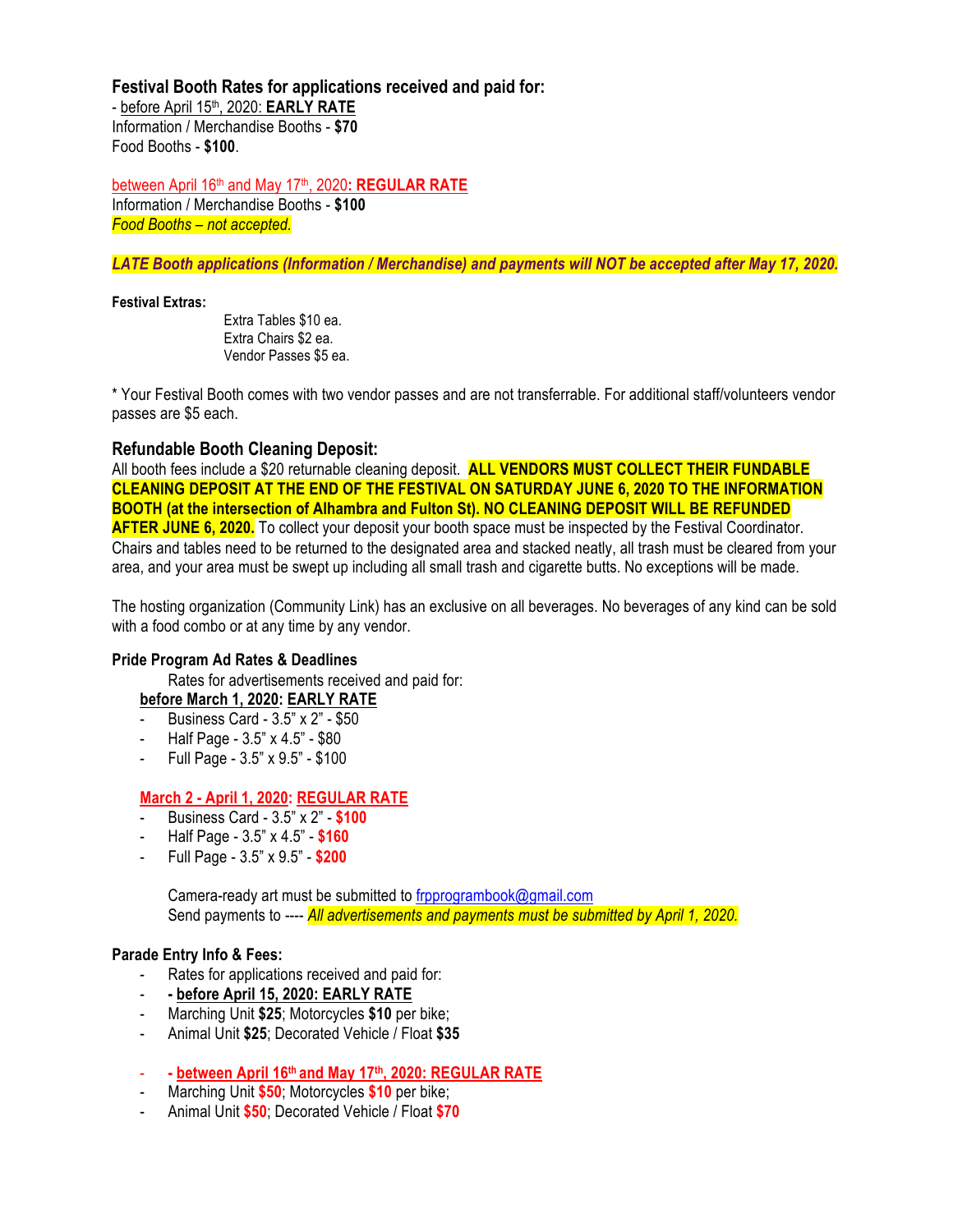## Festival Booth Rates for applications received and paid for:

- before April 15th, 2020: **EARLY RATE**

Information / Merchandise Booths - **$70**
Food Booths - **$100**.

between April 16th and May 17th, 2020**: REGULAR RATE**
Information / Merchandise Booths - **$100**
*Food Booths – not accepted.*

***LATE Booth applications (Information / Merchandise) and payments will NOT be accepted after May 17, 2020.***

**Festival Extras:**

Extra Tables $10 ea.
Extra Chairs $2 ea.
Vendor Passes $5 ea.

* Your Festival Booth comes with two vendor passes and are not transferrable. For additional staff/volunteers vendor passes are $5 each.

## Refundable Booth Cleaning Deposit:

All booth fees include a $20 returnable cleaning deposit. **ALL VENDORS MUST COLLECT THEIR FUNDABLE CLEANING DEPOSIT AT THE END OF THE FESTIVAL ON SATURDAY JUNE 6, 2020 TO THE INFORMATION BOOTH (at the intersection of Alhambra and Fulton St). NO CLEANING DEPOSIT WILL BE REFUNDED AFTER JUNE 6, 2020.** To collect your deposit your booth space must be inspected by the Festival Coordinator. Chairs and tables need to be returned to the designated area and stacked neatly, all trash must be cleared from your area, and your area must be swept up including all small trash and cigarette butts. No exceptions will be made.

The hosting organization (Community Link) has an exclusive on all beverages. No beverages of any kind can be sold with a food combo or at any time by any vendor.

**Pride Program Ad Rates & Deadlines**

Rates for advertisements received and paid for:

**before March 1, 2020: EARLY RATE**

- Business Card - 3.5" x 2" - $50
- Half Page - 3.5" x 4.5" - $80
- Full Page - 3.5" x 9.5" - $100

**March 2 - April 1, 2020: REGULAR RATE**

- Business Card - 3.5" x 2" - **$100**
- Half Page - 3.5" x 4.5" - **$160**
- Full Page - 3.5" x 9.5" - **$200**

Camera-ready art must be submitted to frpprogrambook@gmail.com
Send payments to ---- *All advertisements and payments must be submitted by April 1, 2020.*

**Parade Entry Info & Fees:**

- Rates for applications received and paid for:
- **- before April 15, 2020: EARLY RATE**
- Marching Unit **$25**; Motorcycles **$10** per bike;
- Animal Unit **$25**; Decorated Vehicle / Float **$35**

- **- between April 16th and May 17th, 2020: REGULAR RATE**
- Marching Unit **$50**; Motorcycles **$10** per bike;
- Animal Unit **$50**; Decorated Vehicle / Float **$70**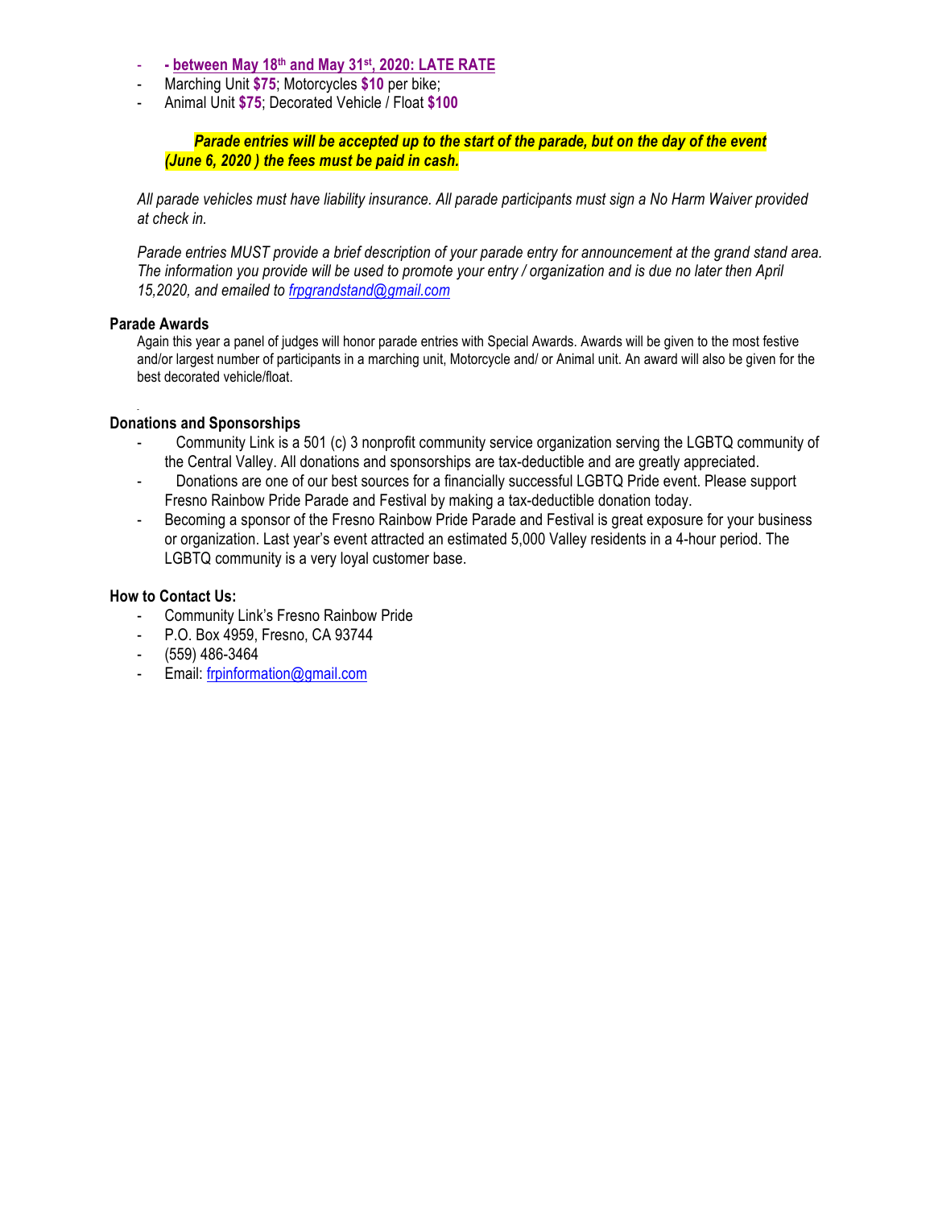- **- between May 18th and May 31st, 2020: LATE RATE**
- Marching Unit **$75**; Motorcycles **$10** per bike;
- Animal Unit **$75**; Decorated Vehicle / Float **$100**

***Parade entries will be accepted up to the start of the parade, but on the day of the event (June 6, 2020 ) the fees must be paid in cash.***

*All parade vehicles must have liability insurance. All parade participants must sign a No Harm Waiver provided at check in.*

*Parade entries MUST provide a brief description of your parade entry for announcement at the grand stand area. The information you provide will be used to promote your entry / organization and is due no later then April 15,2020, and emailed to frpgrandstand@gmail.com*

**Parade Awards**

Again this year a panel of judges will honor parade entries with Special Awards. Awards will be given to the most festive and/or largest number of participants in a marching unit, Motorcycle and/ or Animal unit. An award will also be given for the best decorated vehicle/float.

**Donations and Sponsorships**

- Community Link is a 501 (c) 3 nonprofit community service organization serving the LGBTQ community of the Central Valley. All donations and sponsorships are tax-deductible and are greatly appreciated.
- Donations are one of our best sources for a financially successful LGBTQ Pride event. Please support Fresno Rainbow Pride Parade and Festival by making a tax-deductible donation today.
- Becoming a sponsor of the Fresno Rainbow Pride Parade and Festival is great exposure for your business or organization. Last year's event attracted an estimated 5,000 Valley residents in a 4-hour period. The LGBTQ community is a very loyal customer base.

**How to Contact Us:**

- Community Link's Fresno Rainbow Pride
- P.O. Box 4959, Fresno, CA 93744
- (559) 486-3464
- Email: frpinformation@gmail.com